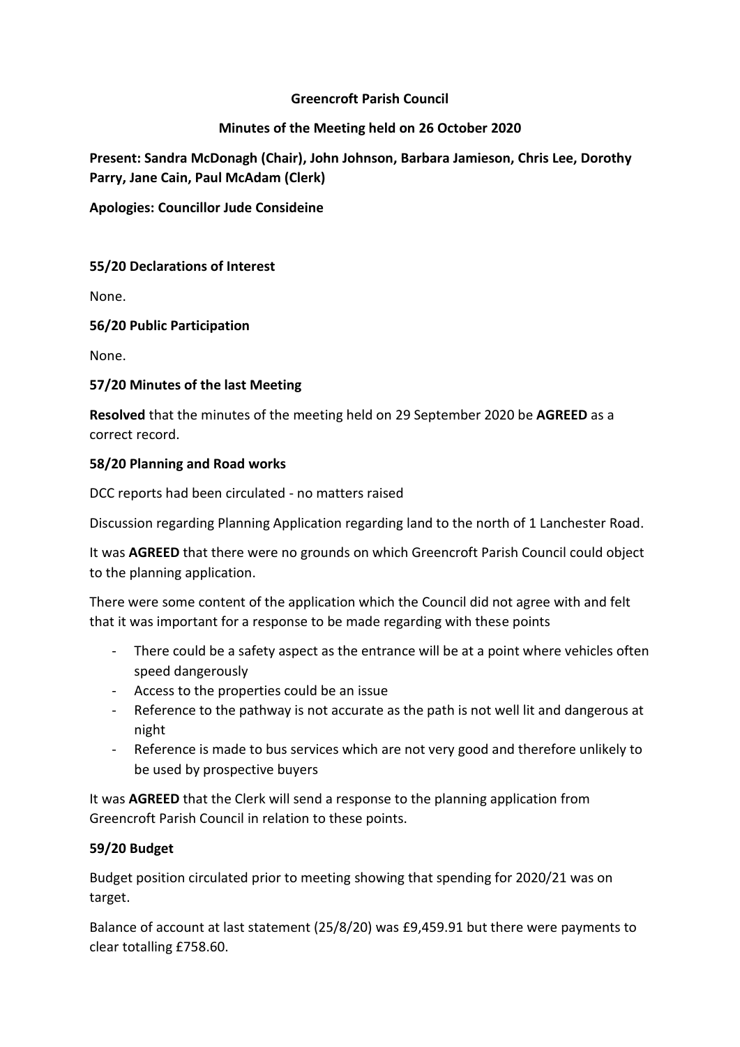**Greencroft Parish Council**

**Minutes of the Meeting held on 26 October 2020**

**Present: Sandra McDonagh (Chair), John Johnson, Barbara Jamieson, Chris Lee, Dorothy Parry, Jane Cain, Paul McAdam (Clerk)**

**Apologies: Councillor Jude Consideine**

**55/20 Declarations of Interest**

None.

**56/20 Public Participation**

None.

**57/20 Minutes of the last Meeting**

**Resolved** that the minutes of the meeting held on 29 September 2020 be **AGREED** as a correct record.

**58/20 Planning and Road works**

DCC reports had been circulated - no matters raised

Discussion regarding Planning Application regarding land to the north of 1 Lanchester Road.

It was **AGREED** that there were no grounds on which Greencroft Parish Council could object to the planning application.

There were some content of the application which the Council did not agree with and felt that it was important for a response to be made regarding with these points

- There could be a safety aspect as the entrance will be at a point where vehicles often speed dangerously
- Access to the properties could be an issue
- Reference to the pathway is not accurate as the path is not well lit and dangerous at night
- Reference is made to bus services which are not very good and therefore unlikely to be used by prospective buyers

It was **AGREED** that the Clerk will send a response to the planning application from Greencroft Parish Council in relation to these points.

**59/20 Budget**

Budget position circulated prior to meeting showing that spending for 2020/21 was on target.

Balance of account at last statement (25/8/20) was £9,459.91 but there were payments to clear totalling £758.60.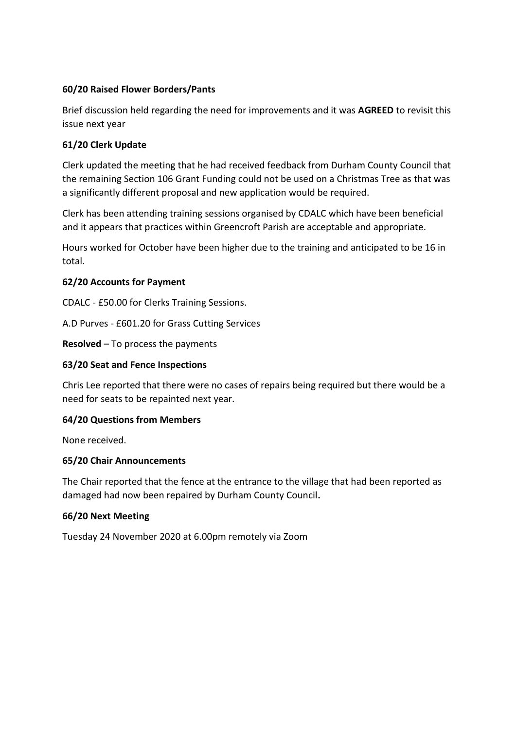**60/20 Raised Flower Borders/Pants**

Brief discussion held regarding the need for improvements and it was **AGREED** to revisit this issue next year

**61/20 Clerk Update**

Clerk updated the meeting that he had received feedback from Durham County Council that the remaining Section 106 Grant Funding could not be used on a Christmas Tree as that was a significantly different proposal and new application would be required.

Clerk has been attending training sessions organised by CDALC which have been beneficial and it appears that practices within Greencroft Parish are acceptable and appropriate.

Hours worked for October have been higher due to the training and anticipated to be 16 in total.

**62/20 Accounts for Payment**

CDALC - £50.00 for Clerks Training Sessions.

A.D Purves - £601.20 for Grass Cutting Services

**Resolved** – To process the payments

**63/20 Seat and Fence Inspections**

Chris Lee reported that there were no cases of repairs being required but there would be a need for seats to be repainted next year.

**64/20 Questions from Members**

None received.

**65/20 Chair Announcements**

The Chair reported that the fence at the entrance to the village that had been reported as damaged had now been repaired by Durham County Council**.**

**66/20 Next Meeting**

Tuesday 24 November 2020 at 6.00pm remotely via Zoom